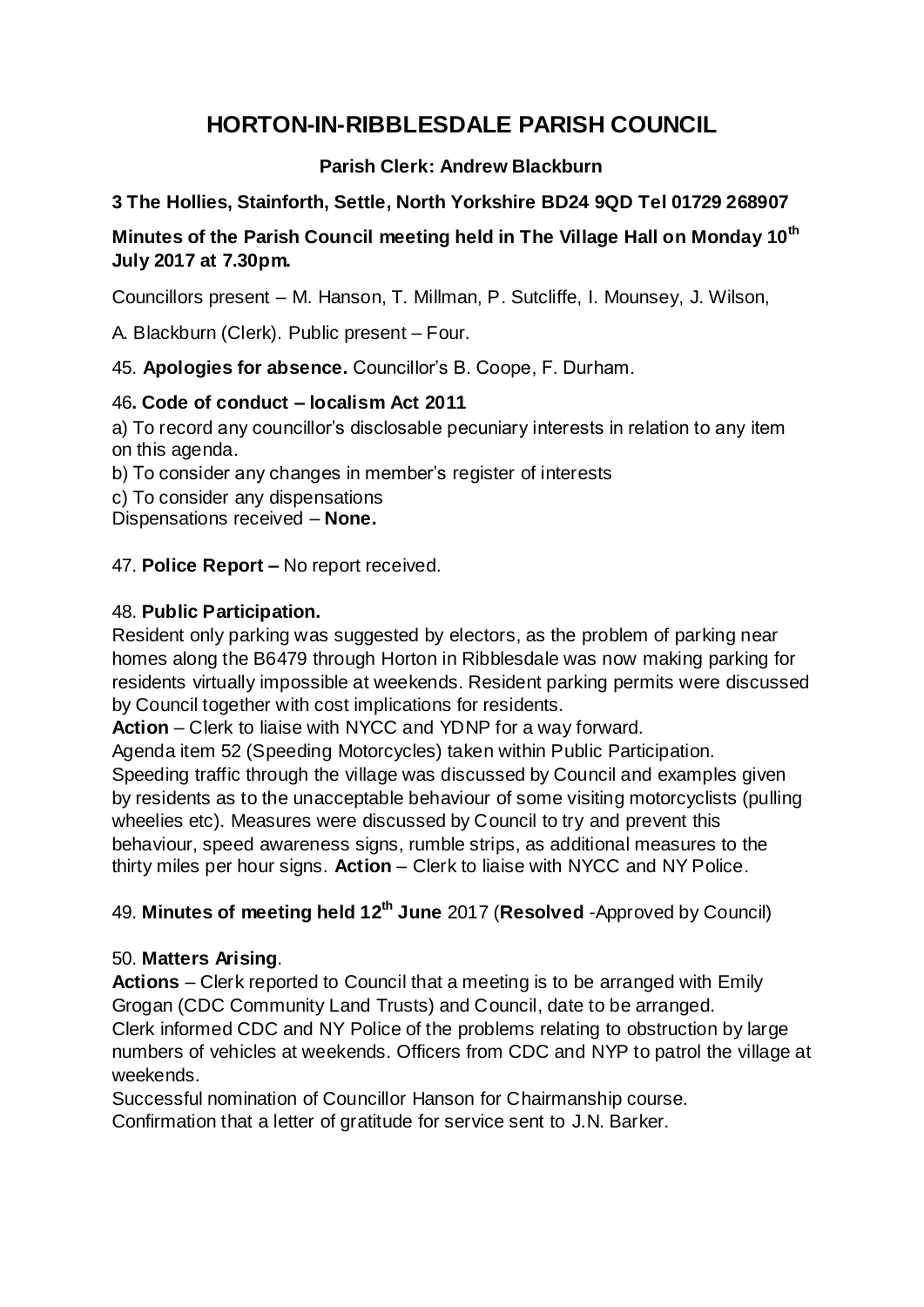# HORTON-IN-RIBBLESDALE PARISH COUNCIL

**Parish Clerk: Andrew Blackburn**

**3 The Hollies, Stainforth, Settle, North Yorkshire BD24 9QD Tel 01729 268907**

**Minutes of the Parish Council meeting held in The Village Hall on Monday 10th July 2017 at 7.30pm.**

Councillors present – M. Hanson, T. Millman, P. Sutcliffe, I. Mounsey, J. Wilson,

A. Blackburn (Clerk). Public present – Four.

45. **Apologies for absence.** Councillor's B. Coope, F. Durham.

46**. Code of conduct – localism Act 2011**

a) To record any councillor's disclosable pecuniary interests in relation to any item on this agenda.

b) To consider any changes in member's register of interests

c) To consider any dispensations

Dispensations received – **None.**

47. **Police Report –** No report received.

48. **Public Participation.**

Resident only parking was suggested by electors, as the problem of parking near homes along the B6479 through Horton in Ribblesdale was now making parking for residents virtually impossible at weekends. Resident parking permits were discussed by Council together with cost implications for residents.

**Action** – Clerk to liaise with NYCC and YDNP for a way forward.

Agenda item 52 (Speeding Motorcycles) taken within Public Participation. Speeding traffic through the village was discussed by Council and examples given by residents as to the unacceptable behaviour of some visiting motorcyclists (pulling wheelies etc). Measures were discussed by Council to try and prevent this behaviour, speed awareness signs, rumble strips, as additional measures to the thirty miles per hour signs. **Action** – Clerk to liaise with NYCC and NY Police.

49. **Minutes of meeting held 12th June** 2017 (**Resolved** -Approved by Council)

50. **Matters Arising**.

**Actions** – Clerk reported to Council that a meeting is to be arranged with Emily Grogan (CDC Community Land Trusts) and Council, date to be arranged.

Clerk informed CDC and NY Police of the problems relating to obstruction by large numbers of vehicles at weekends. Officers from CDC and NYP to patrol the village at weekends.

Successful nomination of Councillor Hanson for Chairmanship course.

Confirmation that a letter of gratitude for service sent to J.N. Barker.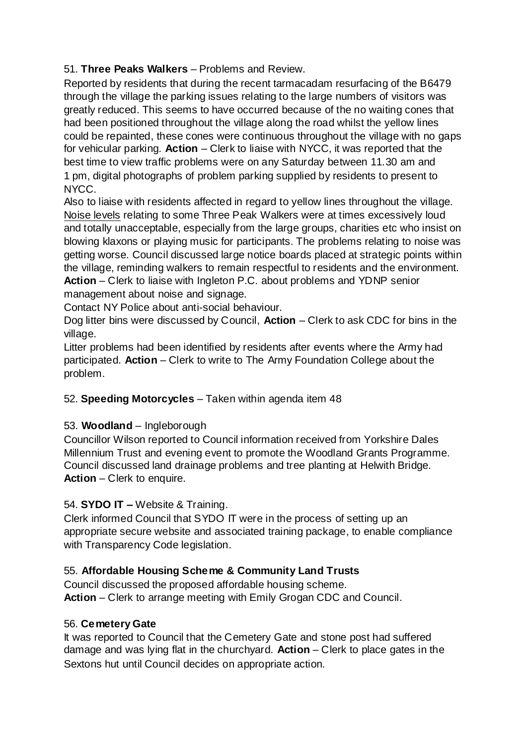51. **Three Peaks Walkers** – Problems and Review.

Reported by residents that during the recent tarmacadam resurfacing of the B6479 through the village the parking issues relating to the large numbers of visitors was greatly reduced. This seems to have occurred because of the no waiting cones that had been positioned throughout the village along the road whilst the yellow lines could be repainted, these cones were continuous throughout the village with no gaps for vehicular parking. **Action** – Clerk to liaise with NYCC, it was reported that the best time to view traffic problems were on any Saturday between 11.30 am and 1 pm, digital photographs of problem parking supplied by residents to present to NYCC.

Also to liaise with residents affected in regard to yellow lines throughout the village. Noise levels relating to some Three Peak Walkers were at times excessively loud and totally unacceptable, especially from the large groups, charities etc who insist on blowing klaxons or playing music for participants. The problems relating to noise was getting worse. Council discussed large notice boards placed at strategic points within the village, reminding walkers to remain respectful to residents and the environment. **Action** – Clerk to liaise with Ingleton P.C. about problems and YDNP senior management about noise and signage.

Contact NY Police about anti-social behaviour.

Dog litter bins were discussed by Council, **Action** – Clerk to ask CDC for bins in the village.

Litter problems had been identified by residents after events where the Army had participated. **Action** – Clerk to write to The Army Foundation College about the problem.

52. **Speeding Motorcycles** – Taken within agenda item 48

53. **Woodland** – Ingleborough

Councillor Wilson reported to Council information received from Yorkshire Dales Millennium Trust and evening event to promote the Woodland Grants Programme. Council discussed land drainage problems and tree planting at Helwith Bridge. **Action** – Clerk to enquire.

54. **SYDO IT –** Website & Training.

Clerk informed Council that SYDO IT were in the process of setting up an appropriate secure website and associated training package, to enable compliance with Transparency Code legislation.

55. **Affordable Housing Scheme & Community Land Trusts**

Council discussed the proposed affordable housing scheme.
**Action** – Clerk to arrange meeting with Emily Grogan CDC and Council.

56. **Cemetery Gate**

It was reported to Council that the Cemetery Gate and stone post had suffered damage and was lying flat in the churchyard. **Action** – Clerk to place gates in the Sextons hut until Council decides on appropriate action.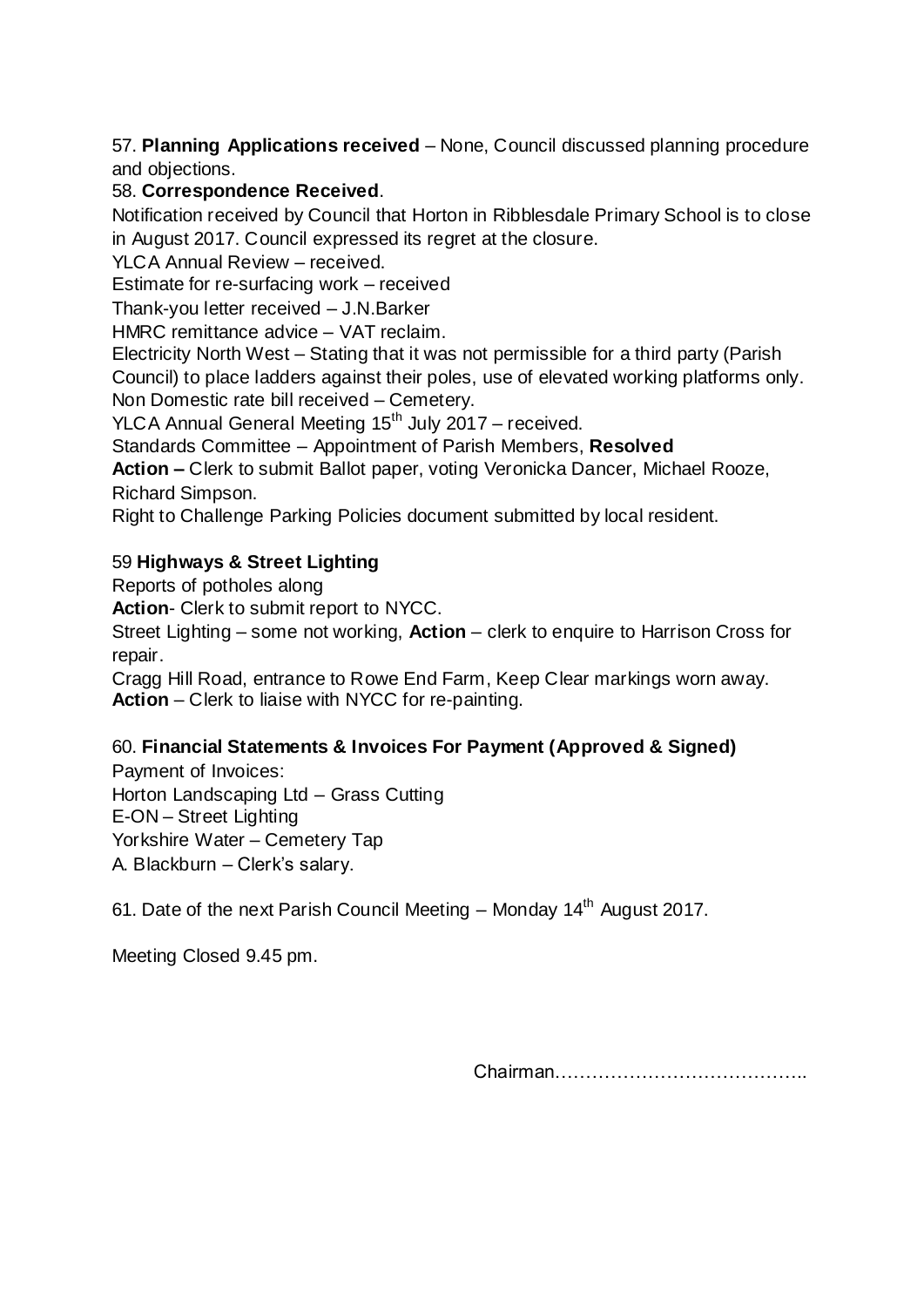57. **Planning Applications received** – None, Council discussed planning procedure and objections.

58. **Correspondence Received**.

Notification received by Council that Horton in Ribblesdale Primary School is to close in August 2017. Council expressed its regret at the closure.

YLCA Annual Review – received.

Estimate for re-surfacing work – received

Thank-you letter received – J.N.Barker

HMRC remittance advice – VAT reclaim.

Electricity North West – Stating that it was not permissible for a third party (Parish Council) to place ladders against their poles, use of elevated working platforms only.

Non Domestic rate bill received – Cemetery.

YLCA Annual General Meeting 15th July 2017 – received.

Standards Committee – Appointment of Parish Members, **Resolved**

**Action –** Clerk to submit Ballot paper, voting Veronicka Dancer, Michael Rooze, Richard Simpson.

Right to Challenge Parking Policies document submitted by local resident.

59 **Highways & Street Lighting**

Reports of potholes along

**Action**- Clerk to submit report to NYCC.

Street Lighting – some not working, **Action** – clerk to enquire to Harrison Cross for repair.

Cragg Hill Road, entrance to Rowe End Farm, Keep Clear markings worn away.

**Action** – Clerk to liaise with NYCC for re-painting.

60. **Financial Statements & Invoices For Payment (Approved & Signed)**

Payment of Invoices:

Horton Landscaping Ltd – Grass Cutting

E-ON – Street Lighting

Yorkshire Water – Cemetery Tap

A. Blackburn – Clerk's salary.

61. Date of the next Parish Council Meeting – Monday 14th August 2017.

Meeting Closed 9.45 pm.

Chairman…………………………………..